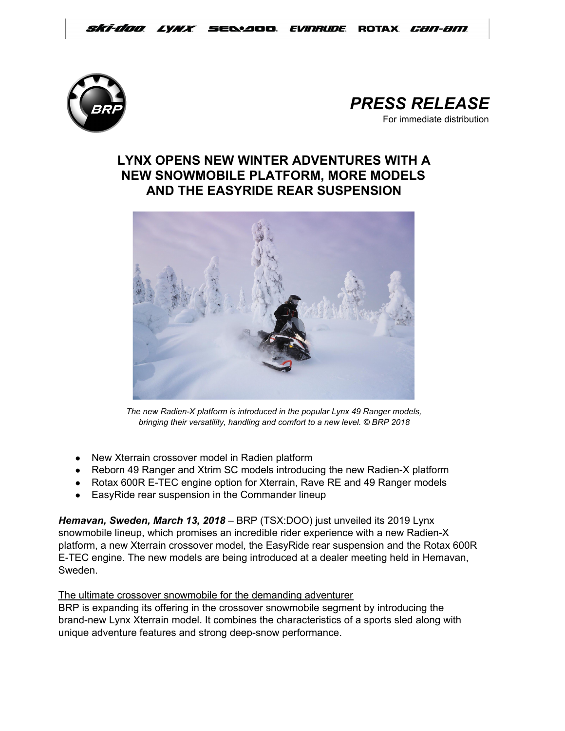ski-doo LYNX SEA-DOO EVINRUDE ROTAX can-am

*PRESS RELEASE*

For immediate distribution

# LYNX OPENS NEW WINTER ADVENTURES WITH A NEW SNOWMOBILE PLATFORM, MORE MODELS AND THE EASYRIDE REAR SUSPENSION

*The new Radien-X platform is introduced in the popular Lynx 49 Ranger models, bringing their versatility, handling and comfort to a new level. © BRP 2018*

- New Xterrain crossover model in Radien platform
- Reborn 49 Ranger and Xtrim SC models introducing the new Radien-X platform
- Rotax 600R E-TEC engine option for Xterrain, Rave RE and 49 Ranger models
- EasyRide rear suspension in the Commander lineup

***Hemavan, Sweden, March 13, 2018*** – BRP (TSX:DOO) just unveiled its 2019 Lynx snowmobile lineup, which promises an incredible rider experience with a new Radien-X platform, a new Xterrain crossover model, the EasyRide rear suspension and the Rotax 600R E-TEC engine. The new models are being introduced at a dealer meeting held in Hemavan, Sweden.

<u>The ultimate crossover snowmobile for the demanding adventurer</u>

BRP is expanding its offering in the crossover snowmobile segment by introducing the brand-new Lynx Xterrain model. It combines the characteristics of a sports sled along with unique adventure features and strong deep-snow performance.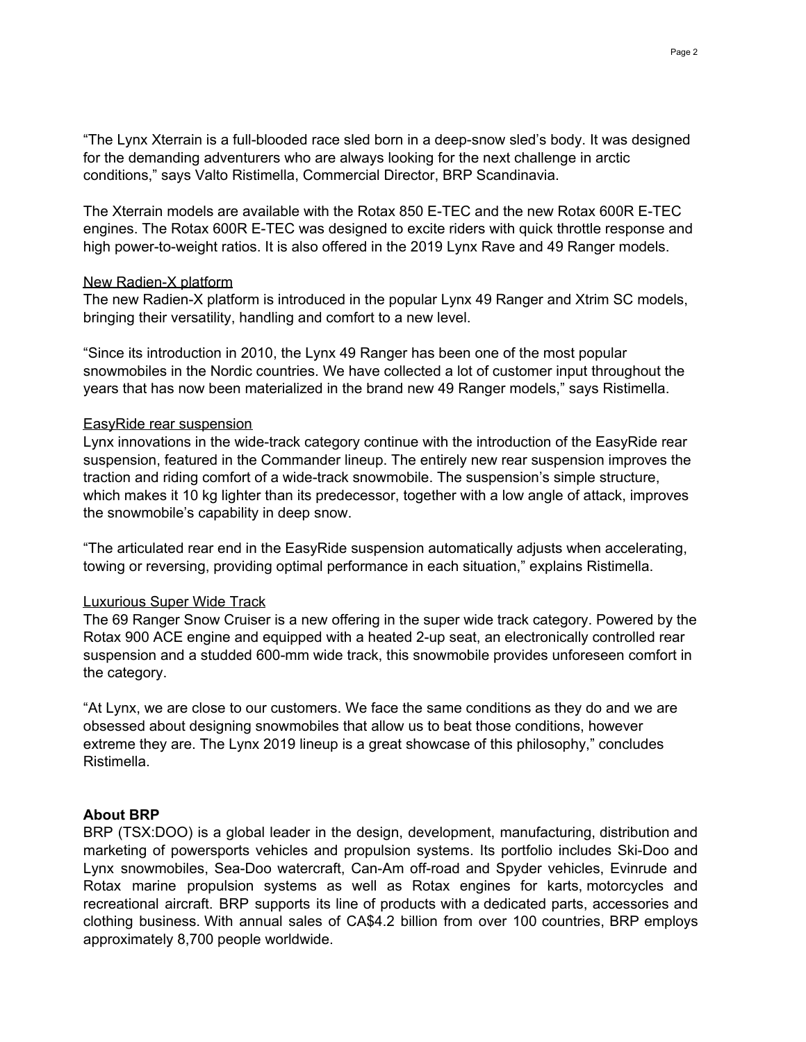“The Lynx Xterrain is a full-blooded race sled born in a deep-snow sled’s body. It was designed for the demanding adventurers who are always looking for the next challenge in arctic conditions,” says Valto Ristimella, Commercial Director, BRP Scandinavia.

The Xterrain models are available with the Rotax 850 E-TEC and the new Rotax 600R E-TEC engines. The Rotax 600R E-TEC was designed to excite riders with quick throttle response and high power-to-weight ratios. It is also offered in the 2019 Lynx Rave and 49 Ranger models.

<u>New Radien-X platform</u>

The new Radien-X platform is introduced in the popular Lynx 49 Ranger and Xtrim SC models, bringing their versatility, handling and comfort to a new level.

“Since its introduction in 2010, the Lynx 49 Ranger has been one of the most popular snowmobiles in the Nordic countries. We have collected a lot of customer input throughout the years that has now been materialized in the brand new 49 Ranger models,” says Ristimella.

<u>EasyRide rear suspension</u>

Lynx innovations in the wide-track category continue with the introduction of the EasyRide rear suspension, featured in the Commander lineup. The entirely new rear suspension improves the traction and riding comfort of a wide-track snowmobile. The suspension’s simple structure, which makes it 10 kg lighter than its predecessor, together with a low angle of attack, improves the snowmobile’s capability in deep snow.

“The articulated rear end in the EasyRide suspension automatically adjusts when accelerating, towing or reversing, providing optimal performance in each situation,” explains Ristimella.

<u>Luxurious Super Wide Track</u>

The 69 Ranger Snow Cruiser is a new offering in the super wide track category. Powered by the Rotax 900 ACE engine and equipped with a heated 2-up seat, an electronically controlled rear suspension and a studded 600-mm wide track, this snowmobile provides unforeseen comfort in the category.

“At Lynx, we are close to our customers. We face the same conditions as they do and we are obsessed about designing snowmobiles that allow us to beat those conditions, however extreme they are. The Lynx 2019 lineup is a great showcase of this philosophy,” concludes Ristimella.

**About BRP**

BRP (TSX:DOO) is a global leader in the design, development, manufacturing, distribution and marketing of powersports vehicles and propulsion systems. Its portfolio includes Ski-Doo and Lynx snowmobiles, Sea-Doo watercraft, Can-Am off-road and Spyder vehicles, Evinrude and Rotax marine propulsion systems as well as Rotax engines for karts, motorcycles and recreational aircraft. BRP supports its line of products with a dedicated parts, accessories and clothing business. With annual sales of CA$4.2 billion from over 100 countries, BRP employs approximately 8,700 people worldwide.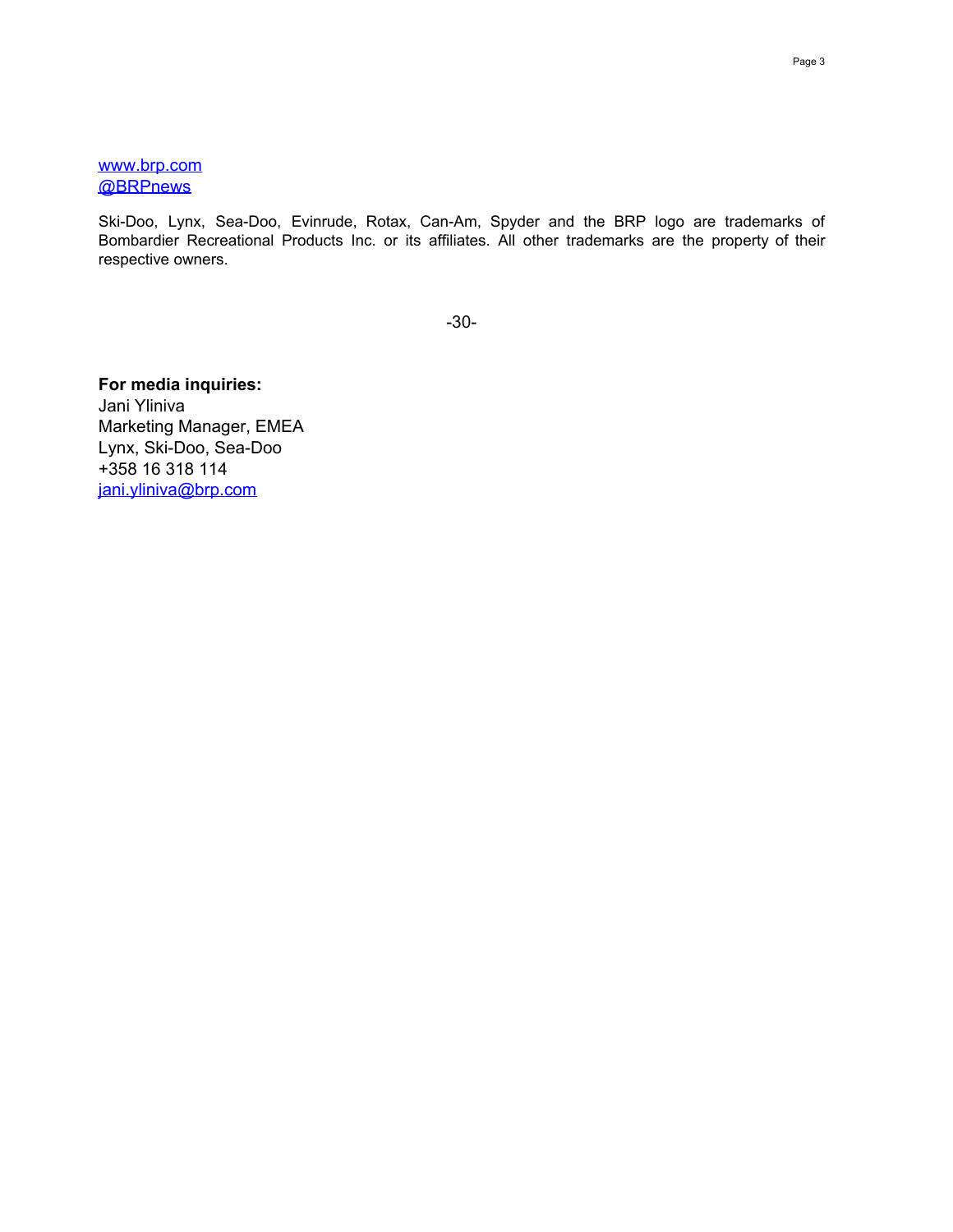www.brp.com
@BRPnews

Ski-Doo, Lynx, Sea-Doo, Evinrude, Rotax, Can-Am, Spyder and the BRP logo are trademarks of Bombardier Recreational Products Inc. or its affiliates. All other trademarks are the property of their respective owners.

-30-

**For media inquiries:**
Jani Yliniva
Marketing Manager, EMEA
Lynx, Ski-Doo, Sea-Doo
+358 16 318 114
jani.yliniva@brp.com